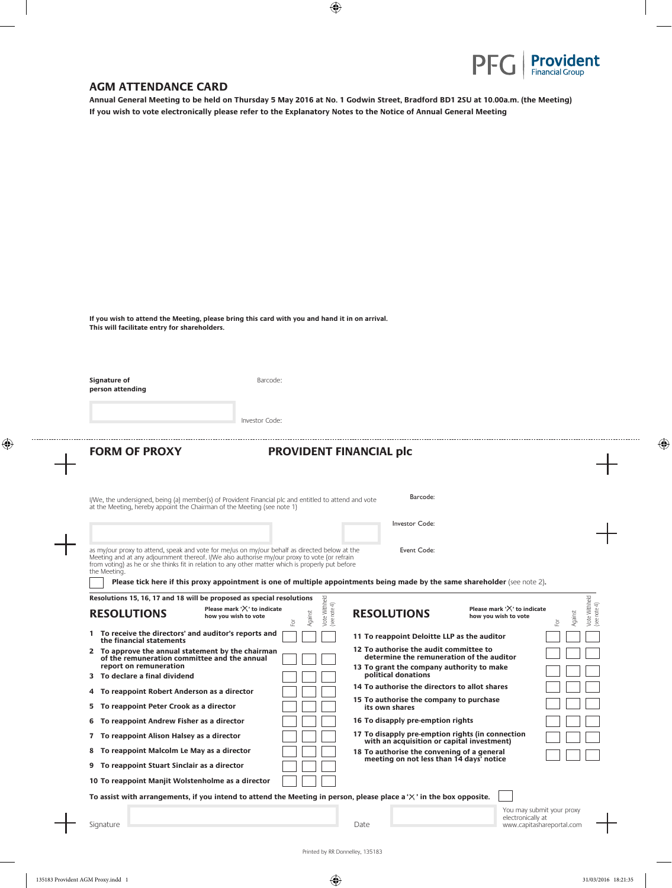PFG | Provident Financial Group

## AGM ATTENDANCE CARD

**Annual General Meeting to be held on Thursday 5 May 2016 at No. 1 Godwin Street, Bradford BD1 2SU at 10.00a.m. (the Meeting)**
**If you wish to vote electronically please refer to the Explanatory Notes to the Notice of Annual General Meeting**

**If you wish to attend the Meeting, please bring this card with you and hand it in on arrival.**
**This will facilitate entry for shareholders.**

**Signature of person attending**

Barcode:

Investor Code:

## FORM OF PROXY

## PROVIDENT FINANCIAL plc

I/We, the undersigned, being (a) member(s) of Provident Financial plc and entitled to attend and vote at the Meeting, hereby appoint the Chairman of the Meeting (see note 1)

Barcode:

Investor Code:

Event Code:

as my/our proxy to attend, speak and vote for me/us on my/our behalf as directed below at the Meeting and at any adjournment thereof. I/We also authorise my/our proxy to vote (or refrain from voting) as he or she thinks fit in relation to any other matter which is properly put before the Meeting.

☐ **Please tick here if this proxy appointment is one of multiple appointments being made by the same shareholder** (see note 2).

**Resolutions 15, 16, 17 and 18 will be proposed as special resolutions**

**Please mark '✕' to indicate how you wish to vote**

| RESOLUTIONS | For | Against | Vote Withheld (see note 4) |
|---|---|---|---|
| **1 To receive the directors' and auditor's reports and the financial statements** | ☐ | ☐ | ☐ |
| **2 To approve the annual statement by the chairman of the remuneration committee and the annual report on remuneration** | ☐ | ☐ | ☐ |
| **3 To declare a final dividend** | ☐ | ☐ | ☐ |
| **4 To reappoint Robert Anderson as a director** | ☐ | ☐ | ☐ |
| **5 To reappoint Peter Crook as a director** | ☐ | ☐ | ☐ |
| **6 To reappoint Andrew Fisher as a director** | ☐ | ☐ | ☐ |
| **7 To reappoint Alison Halsey as a director** | ☐ | ☐ | ☐ |
| **8 To reappoint Malcolm Le May as a director** | ☐ | ☐ | ☐ |
| **9 To reappoint Stuart Sinclair as a director** | ☐ | ☐ | ☐ |
| **10 To reappoint Manjit Wolstenholme as a director** | ☐ | ☐ | ☐ |
| **11 To reappoint Deloitte LLP as the auditor** | ☐ | ☐ | ☐ |
| **12 To authorise the audit committee to determine the remuneration of the auditor** | ☐ | ☐ | ☐ |
| **13 To grant the company authority to make political donations** | ☐ | ☐ | ☐ |
| **14 To authorise the directors to allot shares** | ☐ | ☐ | ☐ |
| **15 To authorise the company to purchase its own shares** | ☐ | ☐ | ☐ |
| **16 To disapply pre-emption rights** | ☐ | ☐ | ☐ |
| **17 To disapply pre-emption rights (in connection with an acquisition or capital investment)** | ☐ | ☐ | ☐ |
| **18 To authorise the convening of a general meeting on not less than 14 days' notice** | ☐ | ☐ | ☐ |

**To assist with arrangements, if you intend to attend the Meeting in person, please place a '✕' in the box opposite.** ☐

Signature

Date

You may submit your proxy electronically at www.capitashareportal.com

Printed by RR Donnelley, 135183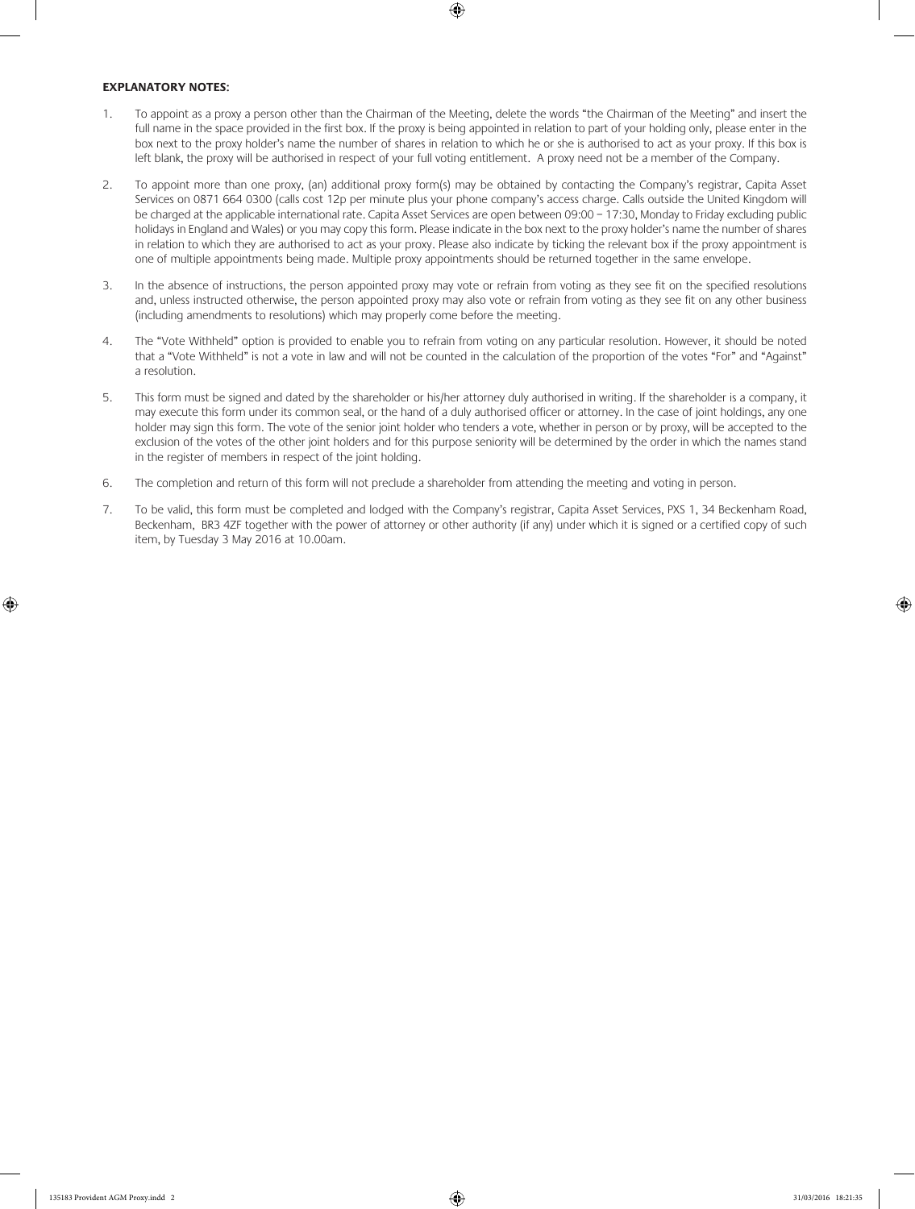**EXPLANATORY NOTES:**

1. To appoint as a proxy a person other than the Chairman of the Meeting, delete the words "the Chairman of the Meeting" and insert the full name in the space provided in the first box. If the proxy is being appointed in relation to part of your holding only, please enter in the box next to the proxy holder's name the number of shares in relation to which he or she is authorised to act as your proxy. If this box is left blank, the proxy will be authorised in respect of your full voting entitlement. A proxy need not be a member of the Company.
2. To appoint more than one proxy, (an) additional proxy form(s) may be obtained by contacting the Company's registrar, Capita Asset Services on 0871 664 0300 (calls cost 12p per minute plus your phone company's access charge. Calls outside the United Kingdom will be charged at the applicable international rate. Capita Asset Services are open between 09:00 – 17:30, Monday to Friday excluding public holidays in England and Wales) or you may copy this form. Please indicate in the box next to the proxy holder's name the number of shares in relation to which they are authorised to act as your proxy. Please also indicate by ticking the relevant box if the proxy appointment is one of multiple appointments being made. Multiple proxy appointments should be returned together in the same envelope.
3. In the absence of instructions, the person appointed proxy may vote or refrain from voting as they see fit on the specified resolutions and, unless instructed otherwise, the person appointed proxy may also vote or refrain from voting as they see fit on any other business (including amendments to resolutions) which may properly come before the meeting.
4. The "Vote Withheld" option is provided to enable you to refrain from voting on any particular resolution. However, it should be noted that a "Vote Withheld" is not a vote in law and will not be counted in the calculation of the proportion of the votes "For" and "Against" a resolution.
5. This form must be signed and dated by the shareholder or his/her attorney duly authorised in writing. If the shareholder is a company, it may execute this form under its common seal, or the hand of a duly authorised officer or attorney. In the case of joint holdings, any one holder may sign this form. The vote of the senior joint holder who tenders a vote, whether in person or by proxy, will be accepted to the exclusion of the votes of the other joint holders and for this purpose seniority will be determined by the order in which the names stand in the register of members in respect of the joint holding.
6. The completion and return of this form will not preclude a shareholder from attending the meeting and voting in person.
7. To be valid, this form must be completed and lodged with the Company's registrar, Capita Asset Services, PXS 1, 34 Beckenham Road, Beckenham, BR3 4ZF together with the power of attorney or other authority (if any) under which it is signed or a certified copy of such item, by Tuesday 3 May 2016 at 10.00am.